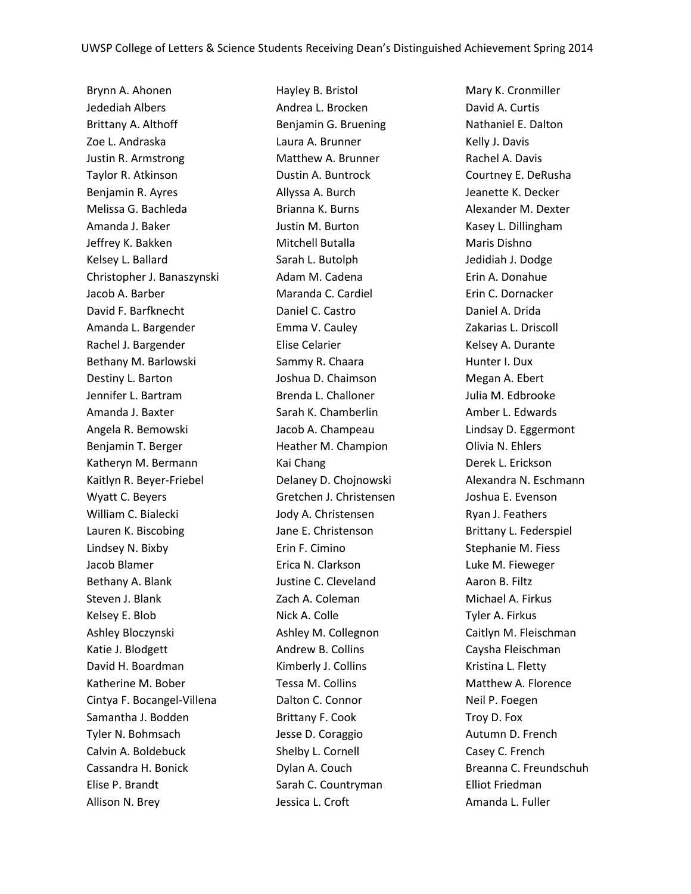# UWSP College of Letters & Science Students Receiving Dean's Distinguished Achievement Spring 2014

Brynn A. Ahonen
Jedediah Albers
Brittany A. Althoff
Zoe L. Andraska
Justin R. Armstrong
Taylor R. Atkinson
Benjamin R. Ayres
Melissa G. Bachleda
Amanda J. Baker
Jeffrey K. Bakken
Kelsey L. Ballard
Christopher J. Banaszynski
Jacob A. Barber
David F. Barfknecht
Amanda L. Bargender
Rachel J. Bargender
Bethany M. Barlowski
Destiny L. Barton
Jennifer L. Bartram
Amanda J. Baxter
Angela R. Bemowski
Benjamin T. Berger
Katheryn M. Bermann
Kaitlyn R. Beyer-Friebel
Wyatt C. Beyers
William C. Bialecki
Lauren K. Biscobing
Lindsey N. Bixby
Jacob Blamer
Bethany A. Blank
Steven J. Blank
Kelsey E. Blob
Ashley Bloczynski
Katie J. Blodgett
David H. Boardman
Katherine M. Bober
Cintya F. Bocangel-Villena
Samantha J. Bodden
Tyler N. Bohmsach
Calvin A. Boldebuck
Cassandra H. Bonick
Elise P. Brandt
Allison N. Brey
Hayley B. Bristol
Andrea L. Brocken
Benjamin G. Bruening
Laura A. Brunner
Matthew A. Brunner
Dustin A. Buntrock
Allyssa A. Burch
Brianna K. Burns
Justin M. Burton
Mitchell Butalla
Sarah L. Butolph
Adam M. Cadena
Maranda C. Cardiel
Daniel C. Castro
Emma V. Cauley
Elise Celarier
Sammy R. Chaara
Joshua D. Chaimson
Brenda L. Challoner
Sarah K. Chamberlin
Jacob A. Champeau
Heather M. Champion
Kai Chang
Delaney D. Chojnowski
Gretchen J. Christensen
Jody A. Christensen
Jane E. Christenson
Erin F. Cimino
Erica N. Clarkson
Justine C. Cleveland
Zach A. Coleman
Nick A. Colle
Ashley M. Collegnon
Andrew B. Collins
Kimberly J. Collins
Tessa M. Collins
Dalton C. Connor
Brittany F. Cook
Jesse D. Coraggio
Shelby L. Cornell
Dylan A. Couch
Sarah C. Countryman
Jessica L. Croft
Mary K. Cronmiller
David A. Curtis
Nathaniel E. Dalton
Kelly J. Davis
Rachel A. Davis
Courtney E. DeRusha
Jeanette K. Decker
Alexander M. Dexter
Kasey L. Dillingham
Maris Dishno
Jedidiah J. Dodge
Erin A. Donahue
Erin C. Dornacker
Daniel A. Drida
Zakarias L. Driscoll
Kelsey A. Durante
Hunter I. Dux
Megan A. Ebert
Julia M. Edbrooke
Amber L. Edwards
Lindsay D. Eggermont
Olivia N. Ehlers
Derek L. Erickson
Alexandra N. Eschmann
Joshua E. Evenson
Ryan J. Feathers
Brittany L. Federspiel
Stephanie M. Fiess
Luke M. Fieweger
Aaron B. Filtz
Michael A. Firkus
Tyler A. Firkus
Caitlyn M. Fleischman
Caysha Fleischman
Kristina L. Fletty
Matthew A. Florence
Neil P. Foegen
Troy D. Fox
Autumn D. French
Casey C. French
Breanna C. Freundschuh
Elliot Friedman
Amanda L. Fuller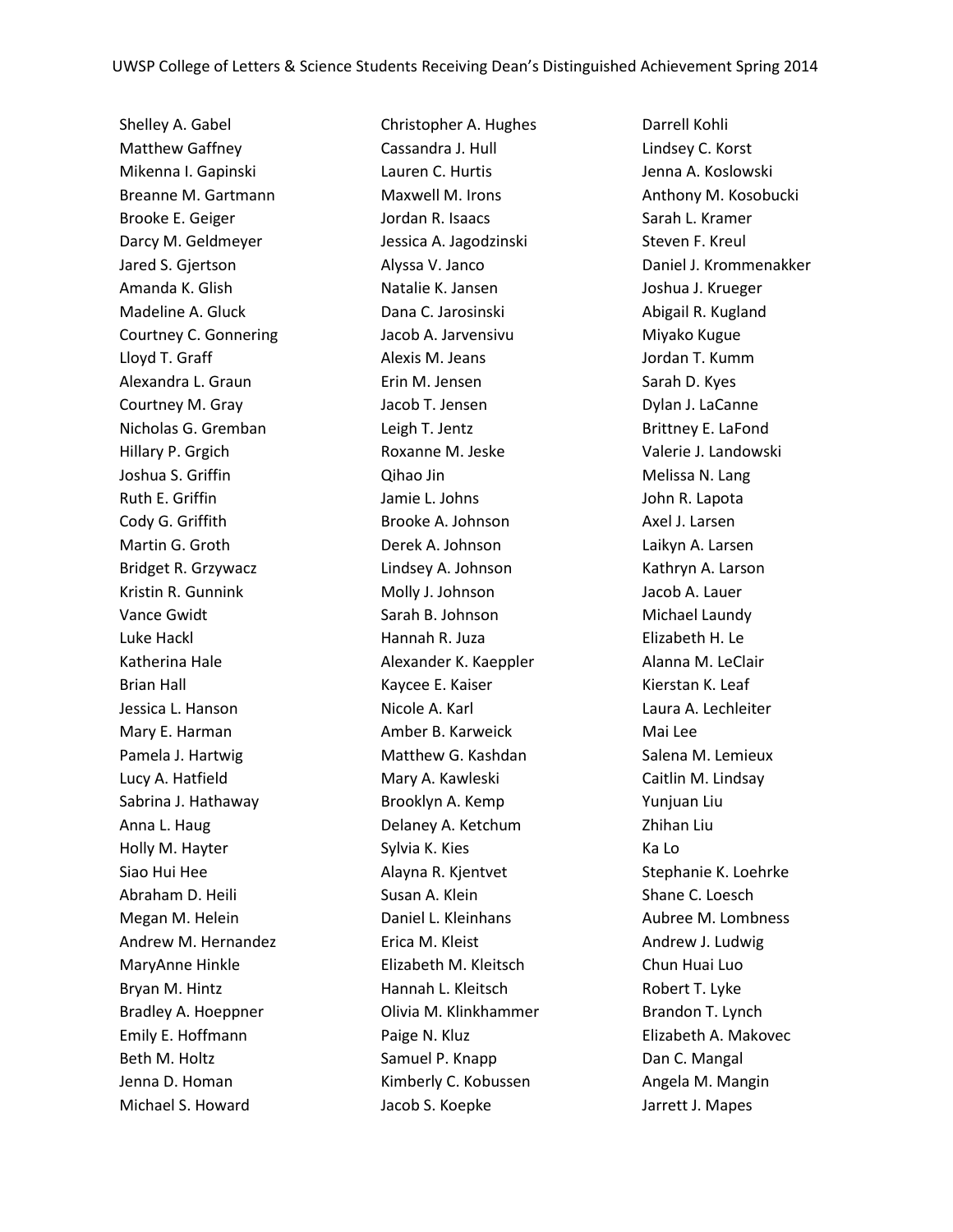Shelley A. Gabel
Matthew Gaffney
Mikenna I. Gapinski
Breanne M. Gartmann
Brooke E. Geiger
Darcy M. Geldmeyer
Jared S. Gjertson
Amanda K. Glish
Madeline A. Gluck
Courtney C. Gonnering
Lloyd T. Graff
Alexandra L. Graun
Courtney M. Gray
Nicholas G. Gremban
Hillary P. Grgich
Joshua S. Griffin
Ruth E. Griffin
Cody G. Griffith
Martin G. Groth
Bridget R. Grzywacz
Kristin R. Gunnink
Vance Gwidt
Luke Hackl
Katherina Hale
Brian Hall
Jessica L. Hanson
Mary E. Harman
Pamela J. Hartwig
Lucy A. Hatfield
Sabrina J. Hathaway
Anna L. Haug
Holly M. Hayter
Siao Hui Hee
Abraham D. Heili
Megan M. Helein
Andrew M. Hernandez
MaryAnne Hinkle
Bryan M. Hintz
Bradley A. Hoeppner
Emily E. Hoffmann
Beth M. Holtz
Jenna D. Homan
Michael S. Howard
Christopher A. Hughes
Cassandra J. Hull
Lauren C. Hurtis
Maxwell M. Irons
Jordan R. Isaacs
Jessica A. Jagodzinski
Alyssa V. Janco
Natalie K. Jansen
Dana C. Jarosinski
Jacob A. Jarvensivu
Alexis M. Jeans
Erin M. Jensen
Jacob T. Jensen
Leigh T. Jentz
Roxanne M. Jeske
Qihao Jin
Jamie L. Johns
Brooke A. Johnson
Derek A. Johnson
Lindsey A. Johnson
Molly J. Johnson
Sarah B. Johnson
Hannah R. Juza
Alexander K. Kaeppler
Kaycee E. Kaiser
Nicole A. Karl
Amber B. Karweick
Matthew G. Kashdan
Mary A. Kawleski
Brooklyn A. Kemp
Delaney A. Ketchum
Sylvia K. Kies
Alayna R. Kjentvet
Susan A. Klein
Daniel L. Kleinhans
Erica M. Kleist
Elizabeth M. Kleitsch
Hannah L. Kleitsch
Olivia M. Klinkhammer
Paige N. Kluz
Samuel P. Knapp
Kimberly C. Kobussen
Jacob S. Koepke
Darrell Kohli
Lindsey C. Korst
Jenna A. Koslowski
Anthony M. Kosobucki
Sarah L. Kramer
Steven F. Kreul
Daniel J. Krommenakker
Joshua J. Krueger
Abigail R. Kugland
Miyako Kugue
Jordan T. Kumm
Sarah D. Kyes
Dylan J. LaCanne
Brittney E. LaFond
Valerie J. Landowski
Melissa N. Lang
John R. Lapota
Axel J. Larsen
Laikyn A. Larsen
Kathryn A. Larson
Jacob A. Lauer
Michael Laundy
Elizabeth H. Le
Alanna M. LeClair
Kierstan K. Leaf
Laura A. Lechleiter
Mai Lee
Salena M. Lemieux
Caitlin M. Lindsay
Yunjuan Liu
Zhihan Liu
Ka Lo
Stephanie K. Loehrke
Shane C. Loesch
Aubree M. Lombness
Andrew J. Ludwig
Chun Huai Luo
Robert T. Lyke
Brandon T. Lynch
Elizabeth A. Makovec
Dan C. Mangal
Angela M. Mangin
Jarrett J. Mapes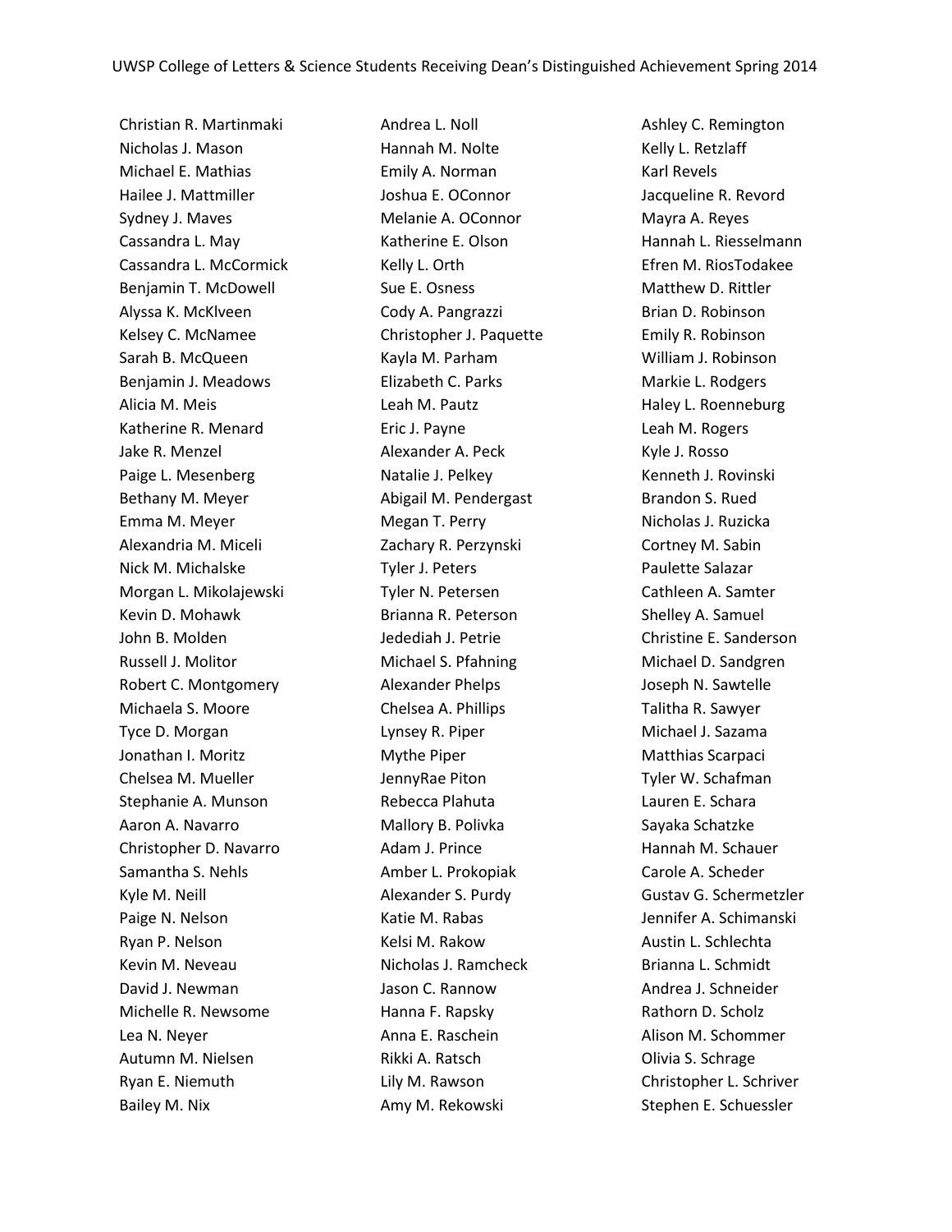Christian R. Martinmaki
Nicholas J. Mason
Michael E. Mathias
Hailee J. Mattmiller
Sydney J. Maves
Cassandra L. May
Cassandra L. McCormick
Benjamin T. McDowell
Alyssa K. McKlveen
Kelsey C. McNamee
Sarah B. McQueen
Benjamin J. Meadows
Alicia M. Meis
Katherine R. Menard
Jake R. Menzel
Paige L. Mesenberg
Bethany M. Meyer
Emma M. Meyer
Alexandria M. Miceli
Nick M. Michalske
Morgan L. Mikolajewski
Kevin D. Mohawk
John B. Molden
Russell J. Molitor
Robert C. Montgomery
Michaela S. Moore
Tyce D. Morgan
Jonathan I. Moritz
Chelsea M. Mueller
Stephanie A. Munson
Aaron A. Navarro
Christopher D. Navarro
Samantha S. Nehls
Kyle M. Neill
Paige N. Nelson
Ryan P. Nelson
Kevin M. Neveau
David J. Newman
Michelle R. Newsome
Lea N. Neyer
Autumn M. Nielsen
Ryan E. Niemuth
Bailey M. Nix
Andrea L. Noll
Hannah M. Nolte
Emily A. Norman
Joshua E. OConnor
Melanie A. OConnor
Katherine E. Olson
Kelly L. Orth
Sue E. Osness
Cody A. Pangrazzi
Christopher J. Paquette
Kayla M. Parham
Elizabeth C. Parks
Leah M. Pautz
Eric J. Payne
Alexander A. Peck
Natalie J. Pelkey
Abigail M. Pendergast
Megan T. Perry
Zachary R. Perzynski
Tyler J. Peters
Tyler N. Petersen
Brianna R. Peterson
Jedediah J. Petrie
Michael S. Pfahning
Alexander Phelps
Chelsea A. Phillips
Lynsey R. Piper
Mythe Piper
JennyRae Piton
Rebecca Plahuta
Mallory B. Polivka
Adam J. Prince
Amber L. Prokopiak
Alexander S. Purdy
Katie M. Rabas
Kelsi M. Rakow
Nicholas J. Ramcheck
Jason C. Rannow
Hanna F. Rapsky
Anna E. Raschein
Rikki A. Ratsch
Lily M. Rawson
Amy M. Rekowski
Ashley C. Remington
Kelly L. Retzlaff
Karl Revels
Jacqueline R. Revord
Mayra A. Reyes
Hannah L. Riesselmann
Efren M. RiosTodakee
Matthew D. Rittler
Brian D. Robinson
Emily R. Robinson
William J. Robinson
Markie L. Rodgers
Haley L. Roenneburg
Leah M. Rogers
Kyle J. Rosso
Kenneth J. Rovinski
Brandon S. Rued
Nicholas J. Ruzicka
Cortney M. Sabin
Paulette Salazar
Cathleen A. Samter
Shelley A. Samuel
Christine E. Sanderson
Michael D. Sandgren
Joseph N. Sawtelle
Talitha R. Sawyer
Michael J. Sazama
Matthias Scarpaci
Tyler W. Schafman
Lauren E. Schara
Sayaka Schatzke
Hannah M. Schauer
Carole A. Scheder
Gustav G. Schermetzler
Jennifer A. Schimanski
Austin L. Schlechta
Brianna L. Schmidt
Andrea J. Schneider
Rathorn D. Scholz
Alison M. Schommer
Olivia S. Schrage
Christopher L. Schriver
Stephen E. Schuessler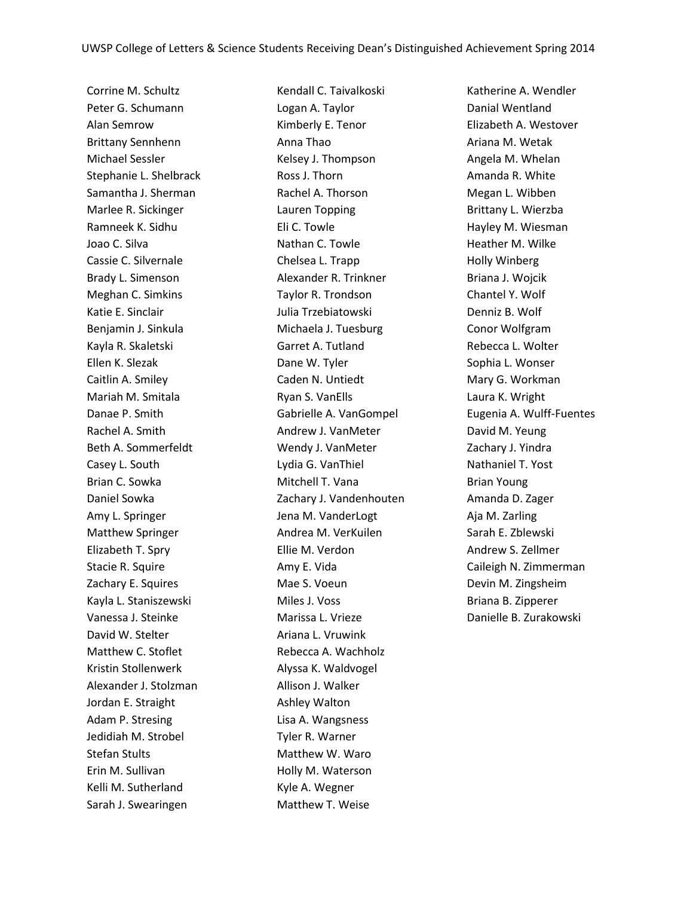Corrine M. Schultz
Peter G. Schumann
Alan Semrow
Brittany Sennhenn
Michael Sessler
Stephanie L. Shelbrack
Samantha J. Sherman
Marlee R. Sickinger
Ramneek K. Sidhu
Joao C. Silva
Cassie C. Silvernale
Brady L. Simenson
Meghan C. Simkins
Katie E. Sinclair
Benjamin J. Sinkula
Kayla R. Skaletski
Ellen K. Slezak
Caitlin A. Smiley
Mariah M. Smitala
Danae P. Smith
Rachel A. Smith
Beth A. Sommerfeldt
Casey L. South
Brian C. Sowka
Daniel Sowka
Amy L. Springer
Matthew Springer
Elizabeth T. Spry
Stacie R. Squire
Zachary E. Squires
Kayla L. Staniszewski
Vanessa J. Steinke
David W. Stelter
Matthew C. Stoflet
Kristin Stollenwerk
Alexander J. Stolzman
Jordan E. Straight
Adam P. Stresing
Jedidiah M. Strobel
Stefan Stults
Erin M. Sullivan
Kelli M. Sutherland
Sarah J. Swearingen
Kendall C. Taivalkoski
Logan A. Taylor
Kimberly E. Tenor
Anna Thao
Kelsey J. Thompson
Ross J. Thorn
Rachel A. Thorson
Lauren Topping
Eli C. Towle
Nathan C. Towle
Chelsea L. Trapp
Alexander R. Trinkner
Taylor R. Trondson
Julia Trzebiatowski
Michaela J. Tuesburg
Garret A. Tutland
Dane W. Tyler
Caden N. Untiedt
Ryan S. VanElls
Gabrielle A. VanGompel
Andrew J. VanMeter
Wendy J. VanMeter
Lydia G. VanThiel
Mitchell T. Vana
Zachary J. Vandenhouten
Jena M. VanderLogt
Andrea M. VerKuilen
Ellie M. Verdon
Amy E. Vida
Mae S. Voeun
Miles J. Voss
Marissa L. Vrieze
Ariana L. Vruwink
Rebecca A. Wachholz
Alyssa K. Waldvogel
Allison J. Walker
Ashley Walton
Lisa A. Wangsness
Tyler R. Warner
Matthew W. Waro
Holly M. Waterson
Kyle A. Wegner
Matthew T. Weise
Katherine A. Wendler
Danial Wentland
Elizabeth A. Westover
Ariana M. Wetak
Angela M. Whelan
Amanda R. White
Megan L. Wibben
Brittany L. Wierzba
Hayley M. Wiesman
Heather M. Wilke
Holly Winberg
Briana J. Wojcik
Chantel Y. Wolf
Denniz B. Wolf
Conor Wolfgram
Rebecca L. Wolter
Sophia L. Wonser
Mary G. Workman
Laura K. Wright
Eugenia A. Wulff-Fuentes
David M. Yeung
Zachary J. Yindra
Nathaniel T. Yost
Brian Young
Amanda D. Zager
Aja M. Zarling
Sarah E. Zblewski
Andrew S. Zellmer
Caileigh N. Zimmerman
Devin M. Zingsheim
Briana B. Zipperer
Danielle B. Zurakowski